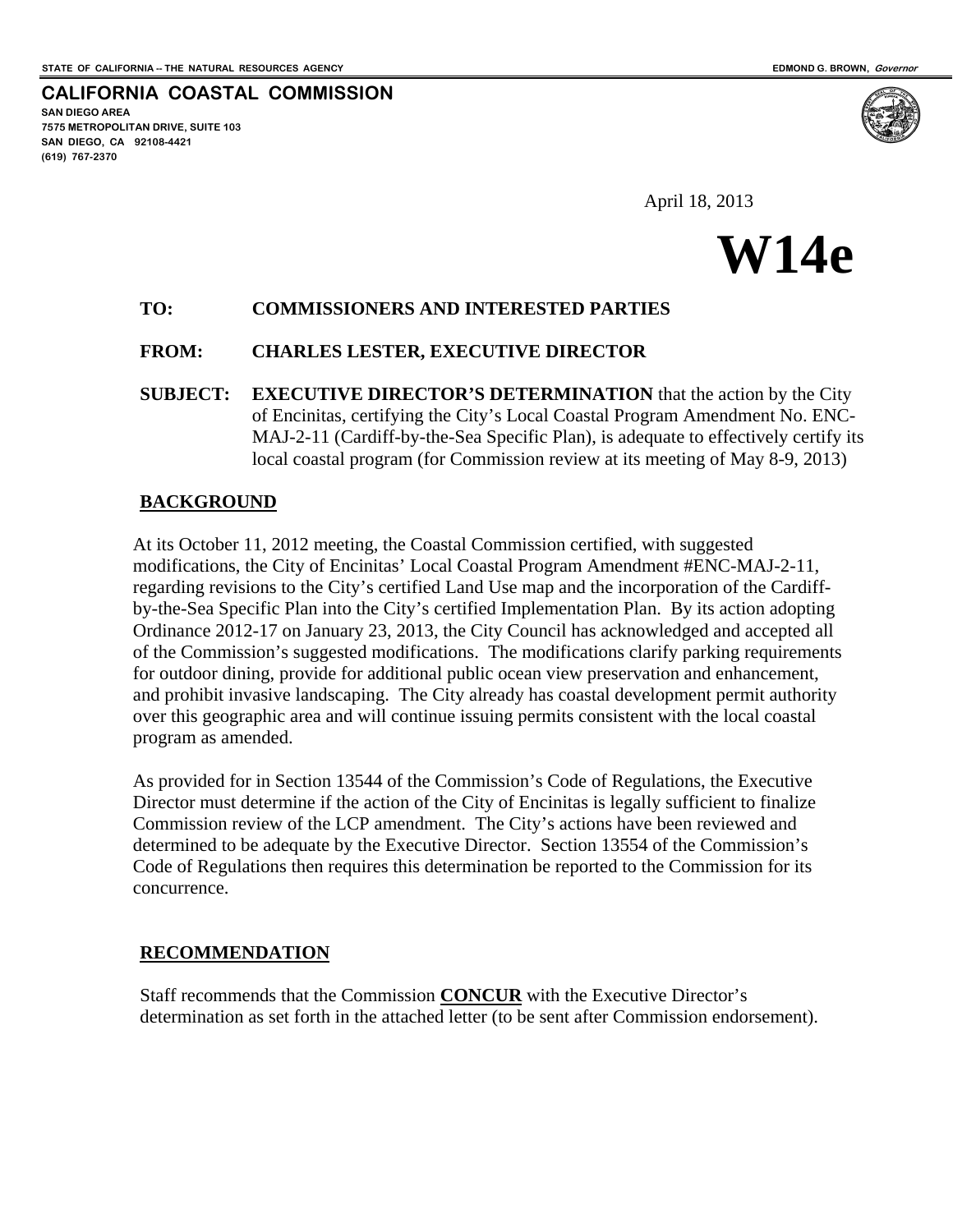STATE OF CALIFORNIA -- THE NATURAL RESOURCES AGENCY EDMOND G. BROWN, *Governor*

**CALIFORNIA COASTAL COMMISSION**
**SAN DIEGO AREA**
**7575 METROPOLITAN DRIVE, SUITE 103**
**SAN DIEGO, CA 92108-4421**
**(619) 767-2370**

April 18, 2013

# W14e

**TO:** **COMMISSIONERS AND INTERESTED PARTIES**

**FROM:** **CHARLES LESTER, EXECUTIVE DIRECTOR**

**SUBJECT:** **EXECUTIVE DIRECTOR'S DETERMINATION** that the action by the City of Encinitas, certifying the City's Local Coastal Program Amendment No. ENC-MAJ-2-11 (Cardiff-by-the-Sea Specific Plan), is adequate to effectively certify its local coastal program (for Commission review at its meeting of May 8-9, 2013)

## BACKGROUND

At its October 11, 2012 meeting, the Coastal Commission certified, with suggested modifications, the City of Encinitas' Local Coastal Program Amendment #ENC-MAJ-2-11, regarding revisions to the City's certified Land Use map and the incorporation of the Cardiff-by-the-Sea Specific Plan into the City's certified Implementation Plan. By its action adopting Ordinance 2012-17 on January 23, 2013, the City Council has acknowledged and accepted all of the Commission's suggested modifications. The modifications clarify parking requirements for outdoor dining, provide for additional public ocean view preservation and enhancement, and prohibit invasive landscaping. The City already has coastal development permit authority over this geographic area and will continue issuing permits consistent with the local coastal program as amended.

As provided for in Section 13544 of the Commission's Code of Regulations, the Executive Director must determine if the action of the City of Encinitas is legally sufficient to finalize Commission review of the LCP amendment. The City's actions have been reviewed and determined to be adequate by the Executive Director. Section 13554 of the Commission's Code of Regulations then requires this determination be reported to the Commission for its concurrence.

## RECOMMENDATION

Staff recommends that the Commission **CONCUR** with the Executive Director's determination as set forth in the attached letter (to be sent after Commission endorsement).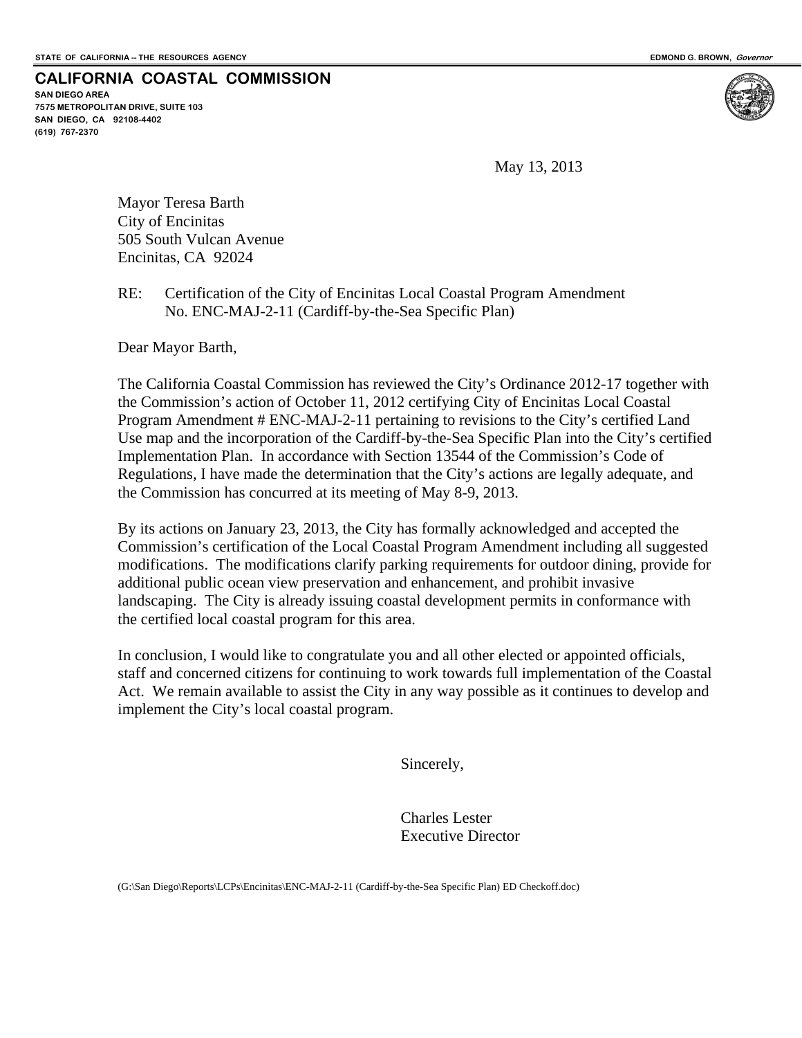STATE OF CALIFORNIA -- THE RESOURCES AGENCY

EDMOND G. BROWN, *Governor*

**CALIFORNIA COASTAL COMMISSION**

**SAN DIEGO AREA**
**7575 METROPOLITAN DRIVE, SUITE 103**
**SAN DIEGO, CA 92108-4402**
**(619) 767-2370**

May 13, 2013

Mayor Teresa Barth
City of Encinitas
505 South Vulcan Avenue
Encinitas, CA 92024

RE: Certification of the City of Encinitas Local Coastal Program Amendment No. ENC-MAJ-2-11 (Cardiff-by-the-Sea Specific Plan)

Dear Mayor Barth,

The California Coastal Commission has reviewed the City's Ordinance 2012-17 together with the Commission's action of October 11, 2012 certifying City of Encinitas Local Coastal Program Amendment # ENC-MAJ-2-11 pertaining to revisions to the City's certified Land Use map and the incorporation of the Cardiff-by-the-Sea Specific Plan into the City's certified Implementation Plan. In accordance with Section 13544 of the Commission's Code of Regulations, I have made the determination that the City's actions are legally adequate, and the Commission has concurred at its meeting of May 8-9, 2013.

By its actions on January 23, 2013, the City has formally acknowledged and accepted the Commission's certification of the Local Coastal Program Amendment including all suggested modifications. The modifications clarify parking requirements for outdoor dining, provide for additional public ocean view preservation and enhancement, and prohibit invasive landscaping. The City is already issuing coastal development permits in conformance with the certified local coastal program for this area.

In conclusion, I would like to congratulate you and all other elected or appointed officials, staff and concerned citizens for continuing to work towards full implementation of the Coastal Act. We remain available to assist the City in any way possible as it continues to develop and implement the City's local coastal program.

Sincerely,

Charles Lester
Executive Director

(G:\San Diego\Reports\LCPs\Encinitas\ENC-MAJ-2-11 (Cardiff-by-the-Sea Specific Plan) ED Checkoff.doc)